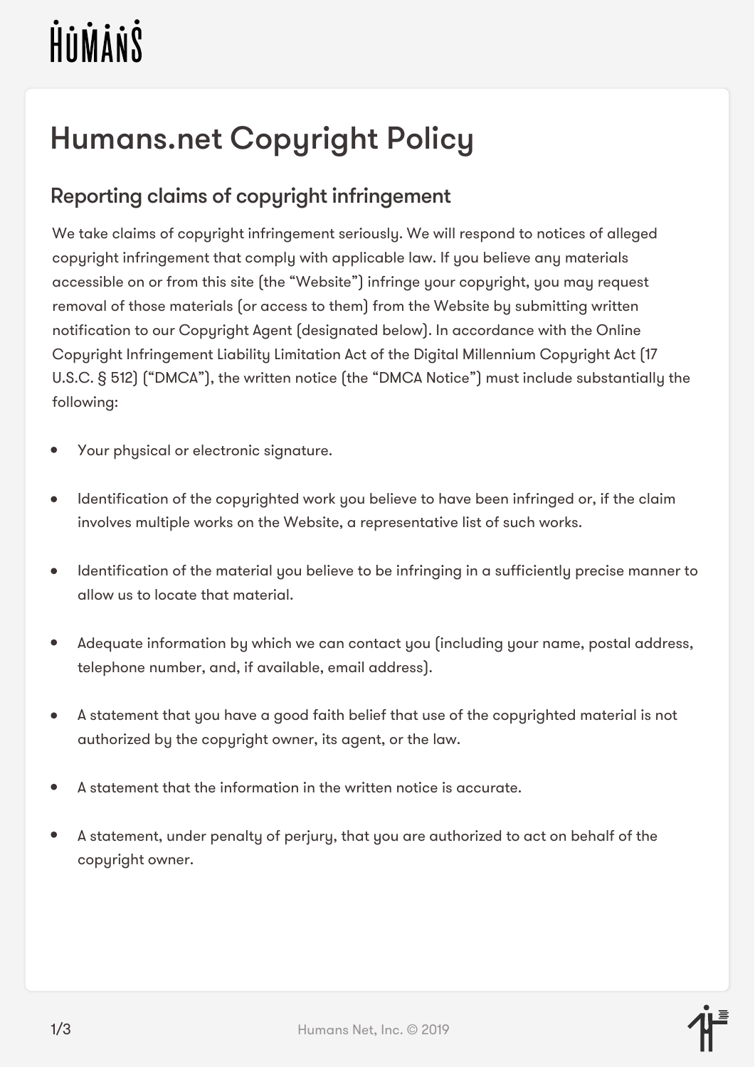# Humans.net Copyright Policy

## Reporting claims of copyright infringement

We take claims of copyright infringement seriously. We will respond to notices of alleged copyright infringement that comply with applicable law. If you believe any materials accessible on or from this site (the "Website") infringe your copyright, you may request removal of those materials (or access to them) from the Website by submitting written notification to our Copyright Agent (designated below). In accordance with the Online Copyright Infringement Liability Limitation Act of the Digital Millennium Copyright Act (17 U.S.C. § 512) ("DMCA"), the written notice (the "DMCA Notice") must include substantially the following:

- Your physical or electronic signature.
- Identification of the copyrighted work you believe to have been infringed or, if the claim involves multiple works on the Website, a representative list of such works.
- Identification of the material you believe to be infringing in a sufficiently precise manner to allow us to locate that material.
- Adequate information by which we can contact you (including your name, postal address, telephone number, and, if available, email address).
- A statement that you have a good faith belief that use of the copyrighted material is not authorized by the copyright owner, its agent, or the law.
- A statement that the information in the written notice is accurate.
- A statement, under penalty of perjury, that you are authorized to act on behalf of the copyright owner.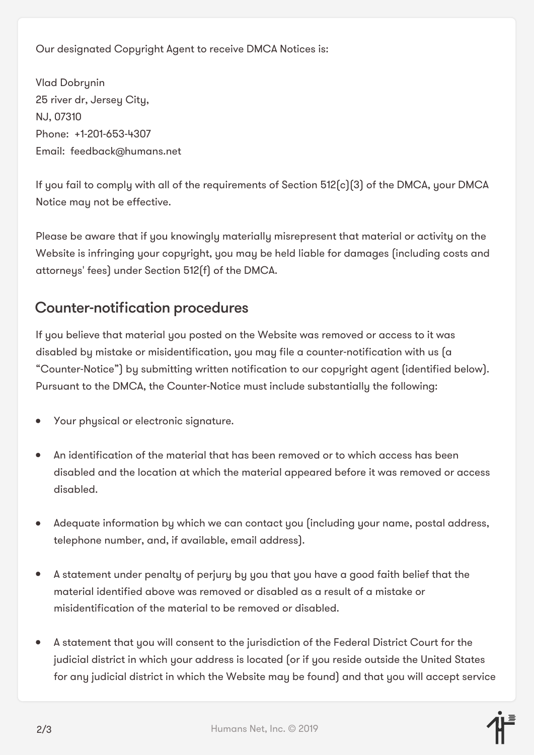Our designated Copyright Agent to receive DMCA Notices is:

Vlad Dobrynin
25 river dr, Jersey City,
NJ, 07310
Phone: +1-201-653-4307
Email: feedback@humans.net

If you fail to comply with all of the requirements of Section 512(c)(3) of the DMCA, your DMCA Notice may not be effective.

Please be aware that if you knowingly materially misrepresent that material or activity on the Website is infringing your copyright, you may be held liable for damages (including costs and attorneys' fees) under Section 512(f) of the DMCA.

## Counter-notification procedures

If you believe that material you posted on the Website was removed or access to it was disabled by mistake or misidentification, you may file a counter-notification with us (a "Counter-Notice") by submitting written notification to our copyright agent (identified below). Pursuant to the DMCA, the Counter-Notice must include substantially the following:

- Your physical or electronic signature.
- An identification of the material that has been removed or to which access has been disabled and the location at which the material appeared before it was removed or access disabled.
- Adequate information by which we can contact you (including your name, postal address, telephone number, and, if available, email address).
- A statement under penalty of perjury by you that you have a good faith belief that the material identified above was removed or disabled as a result of a mistake or misidentification of the material to be removed or disabled.
- A statement that you will consent to the jurisdiction of the Federal District Court for the judicial district in which your address is located (or if you reside outside the United States for any judicial district in which the Website may be found) and that you will accept service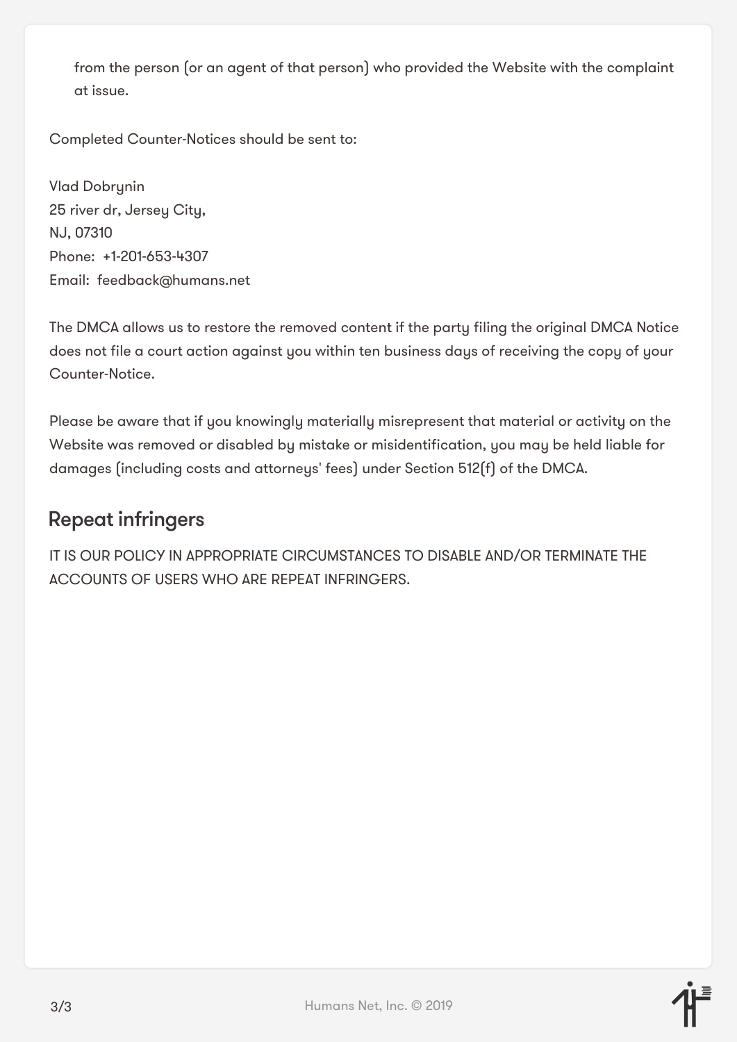from the person (or an agent of that person) who provided the Website with the complaint at issue.

Completed Counter-Notices should be sent to:

Vlad Dobrynin
25 river dr, Jersey City,
NJ, 07310
Phone: +1-201-653-4307
Email: feedback@humans.net

The DMCA allows us to restore the removed content if the party filing the original DMCA Notice does not file a court action against you within ten business days of receiving the copy of your Counter-Notice.

Please be aware that if you knowingly materially misrepresent that material or activity on the Website was removed or disabled by mistake or misidentification, you may be held liable for damages (including costs and attorneys' fees) under Section 512(f) of the DMCA.

## Repeat infringers

IT IS OUR POLICY IN APPROPRIATE CIRCUMSTANCES TO DISABLE AND/OR TERMINATE THE ACCOUNTS OF USERS WHO ARE REPEAT INFRINGERS.